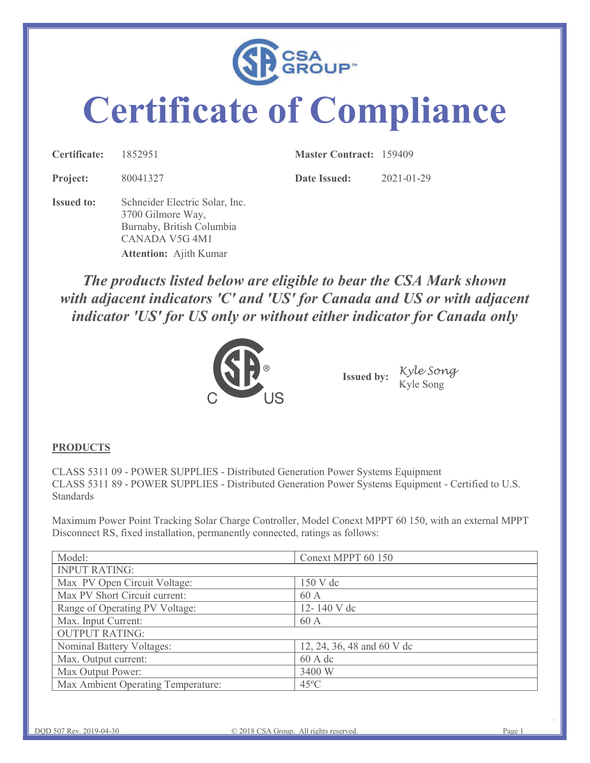CSA GROUP™

# Certificate of Compliance

**Certificate:** 1852951 **Master Contract:** 159409

**Project:** 80041327 **Date Issued:** 2021-01-29

**Issued to:** Schneider Electric Solar, Inc.
3700 Gilmore Way,
Burnaby, British Columbia
CANADA V5G 4M1
**Attention:** Ajith Kumar

***The products listed below are eligible to bear the CSA Mark shown with adjacent indicators 'C' and 'US' for Canada and US or with adjacent indicator 'US' for US only or without either indicator for Canada only***

**Issued by:** Kyle Song
Kyle Song

## PRODUCTS

CLASS 5311 09 - POWER SUPPLIES - Distributed Generation Power Systems Equipment
CLASS 5311 89 - POWER SUPPLIES - Distributed Generation Power Systems Equipment - Certified to U.S. Standards

Maximum Power Point Tracking Solar Charge Controller, Model Conext MPPT 60 150, with an external MPPT Disconnect RS, fixed installation, permanently connected, ratings as follows:

| Model: | Conext MPPT 60 150 |
|---|---|
| INPUT RATING: | |
| Max PV Open Circuit Voltage: | 150 V dc |
| Max PV Short Circuit current: | 60 A |
| Range of Operating PV Voltage: | 12- 140 V dc |
| Max. Input Current: | 60 A |
| OUTPUT RATING: | |
| Nominal Battery Voltages: | 12, 24, 36, 48 and 60 V dc |
| Max. Output current: | 60 A dc |
| Max Output Power: | 3400 W |
| Max Ambient Operating Temperature: | 45ºC |

DQD 507 Rev. 2019-04-30 © 2018 CSA Group. All rights reserved.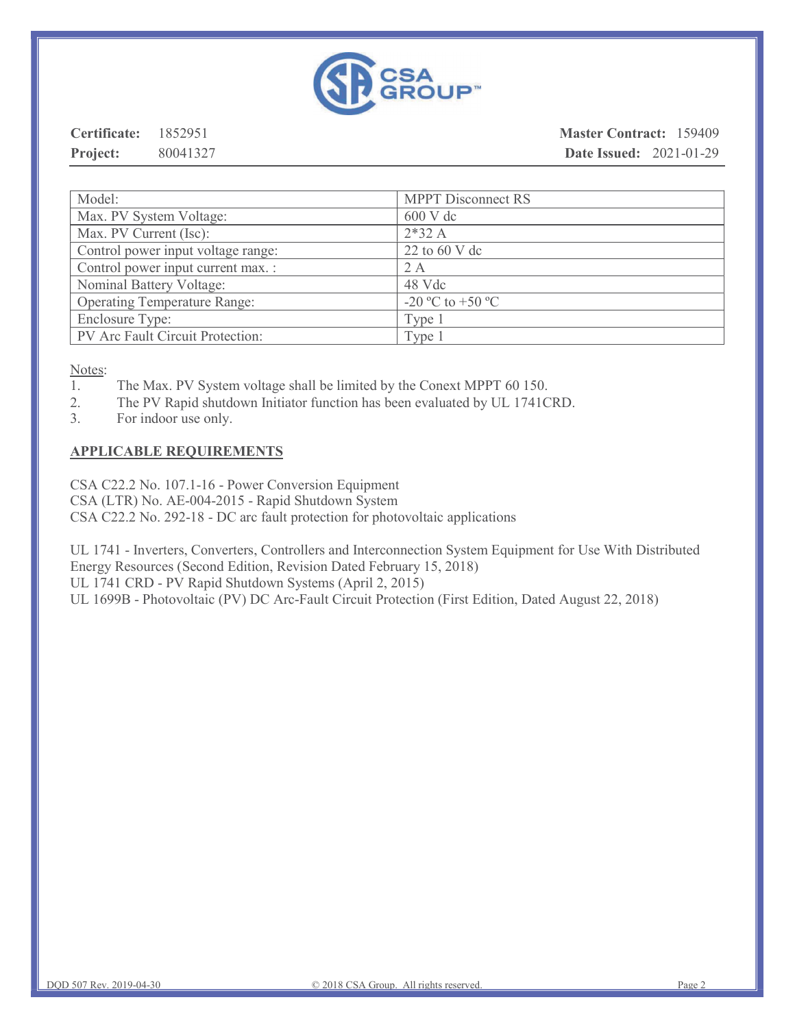**Certificate:** 1852951 **Master Contract:** 159409

**Project:** 80041327 **Date Issued:** 2021-01-29

| | |
|---|---|
| Model: | MPPT Disconnect RS |
| Max. PV System Voltage: | 600 V dc |
| Max. PV Current (Isc): | 2*32 A |
| Control power input voltage range: | 22 to 60 V dc |
| Control power input current max. : | 2 A |
| Nominal Battery Voltage: | 48 Vdc |
| Operating Temperature Range: | -20 ºC to +50 ºC |
| Enclosure Type: | Type 1 |
| PV Arc Fault Circuit Protection: | Type 1 |

Notes:

1. The Max. PV System voltage shall be limited by the Conext MPPT 60 150.
2. The PV Rapid shutdown Initiator function has been evaluated by UL 1741CRD.
3. For indoor use only.

## APPLICABLE REQUIREMENTS

CSA C22.2 No. 107.1-16 - Power Conversion Equipment
CSA (LTR) No. AE-004-2015 - Rapid Shutdown System
CSA C22.2 No. 292-18 - DC arc fault protection for photovoltaic applications

UL 1741 - Inverters, Converters, Controllers and Interconnection System Equipment for Use With Distributed Energy Resources (Second Edition, Revision Dated February 15, 2018)
UL 1741 CRD - PV Rapid Shutdown Systems (April 2, 2015)
UL 1699B - Photovoltaic (PV) DC Arc-Fault Circuit Protection (First Edition, Dated August 22, 2018)